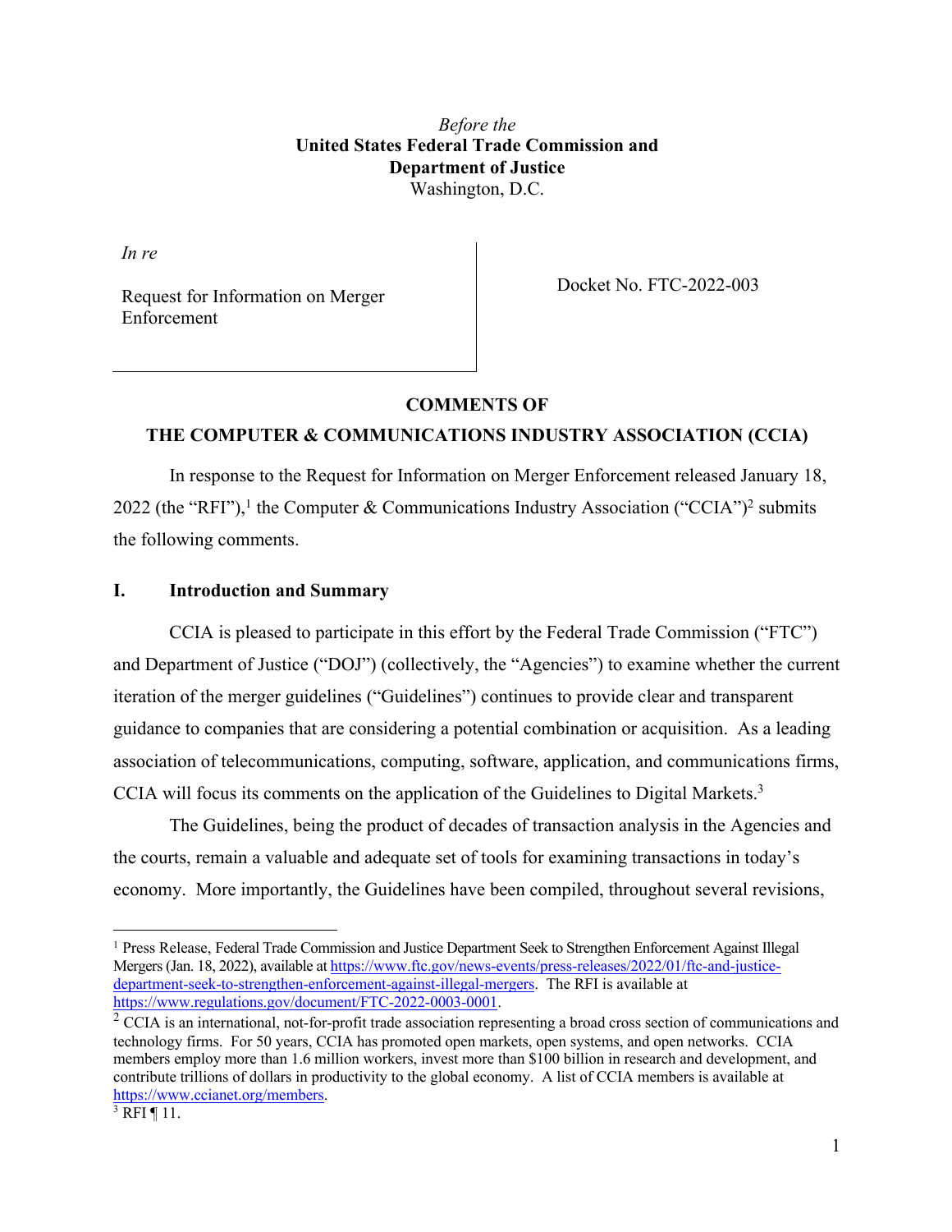*Before the*
**United States Federal Trade Commission and**
**Department of Justice**
Washington, D.C.

| *In re* Request for Information on Merger Enforcement | Docket No. FTC-2022-003 |
|---|---|

**COMMENTS OF**
**THE COMPUTER & COMMUNICATIONS INDUSTRY ASSOCIATION (CCIA)**

In response to the Request for Information on Merger Enforcement released January 18, 2022 (the "RFI"),[1] the Computer & Communications Industry Association ("CCIA")[2] submits the following comments.

## I. Introduction and Summary

CCIA is pleased to participate in this effort by the Federal Trade Commission ("FTC") and Department of Justice ("DOJ") (collectively, the "Agencies") to examine whether the current iteration of the merger guidelines ("Guidelines") continues to provide clear and transparent guidance to companies that are considering a potential combination or acquisition. As a leading association of telecommunications, computing, software, application, and communications firms, CCIA will focus its comments on the application of the Guidelines to Digital Markets.[3]

The Guidelines, being the product of decades of transaction analysis in the Agencies and the courts, remain a valuable and adequate set of tools for examining transactions in today's economy. More importantly, the Guidelines have been compiled, throughout several revisions,

---

[1] Press Release, Federal Trade Commission and Justice Department Seek to Strengthen Enforcement Against Illegal Mergers (Jan. 18, 2022), available at https://www.ftc.gov/news-events/press-releases/2022/01/ftc-and-justice-department-seek-to-strengthen-enforcement-against-illegal-mergers. The RFI is available at https://www.regulations.gov/document/FTC-2022-0003-0001.

[2] CCIA is an international, not-for-profit trade association representing a broad cross section of communications and technology firms. For 50 years, CCIA has promoted open markets, open systems, and open networks. CCIA members employ more than 1.6 million workers, invest more than $100 billion in research and development, and contribute trillions of dollars in productivity to the global economy. A list of CCIA members is available at https://www.ccianet.org/members.

[3] RFI ¶ 11.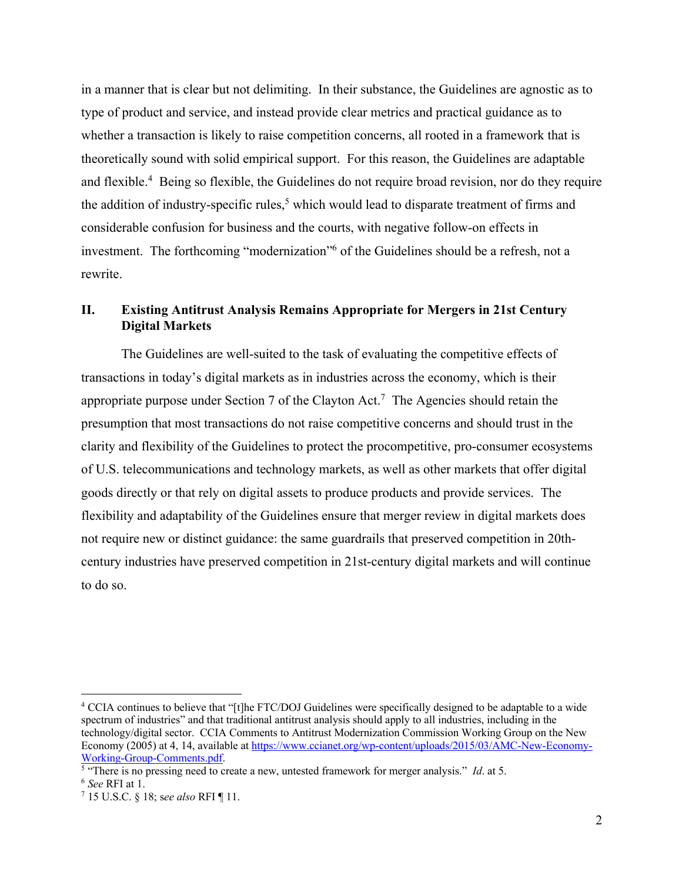in a manner that is clear but not delimiting. In their substance, the Guidelines are agnostic as to type of product and service, and instead provide clear metrics and practical guidance as to whether a transaction is likely to raise competition concerns, all rooted in a framework that is theoretically sound with solid empirical support. For this reason, the Guidelines are adaptable and flexible.[4] Being so flexible, the Guidelines do not require broad revision, nor do they require the addition of industry-specific rules,[5] which would lead to disparate treatment of firms and considerable confusion for business and the courts, with negative follow-on effects in investment. The forthcoming "modernization"[6] of the Guidelines should be a refresh, not a rewrite.

## II. Existing Antitrust Analysis Remains Appropriate for Mergers in 21st Century Digital Markets

The Guidelines are well-suited to the task of evaluating the competitive effects of transactions in today's digital markets as in industries across the economy, which is their appropriate purpose under Section 7 of the Clayton Act.[7] The Agencies should retain the presumption that most transactions do not raise competitive concerns and should trust in the clarity and flexibility of the Guidelines to protect the procompetitive, pro-consumer ecosystems of U.S. telecommunications and technology markets, as well as other markets that offer digital goods directly or that rely on digital assets to produce products and provide services. The flexibility and adaptability of the Guidelines ensure that merger review in digital markets does not require new or distinct guidance: the same guardrails that preserved competition in 20th-century industries have preserved competition in 21st-century digital markets and will continue to do so.

---

[4] CCIA continues to believe that "[t]he FTC/DOJ Guidelines were specifically designed to be adaptable to a wide spectrum of industries" and that traditional antitrust analysis should apply to all industries, including in the technology/digital sector. CCIA Comments to Antitrust Modernization Commission Working Group on the New Economy (2005) at 4, 14, available at [https://www.ccianet.org/wp-content/uploads/2015/03/AMC-New-Economy-Working-Group-Comments.pdf](https://www.ccianet.org/wp-content/uploads/2015/03/AMC-New-Economy-Working-Group-Comments.pdf).

[5] "There is no pressing need to create a new, untested framework for merger analysis." *Id*. at 5.

[6] *See* RFI at 1.

[7] 15 U.S.C. § 18; s*ee also* RFI ¶ 11.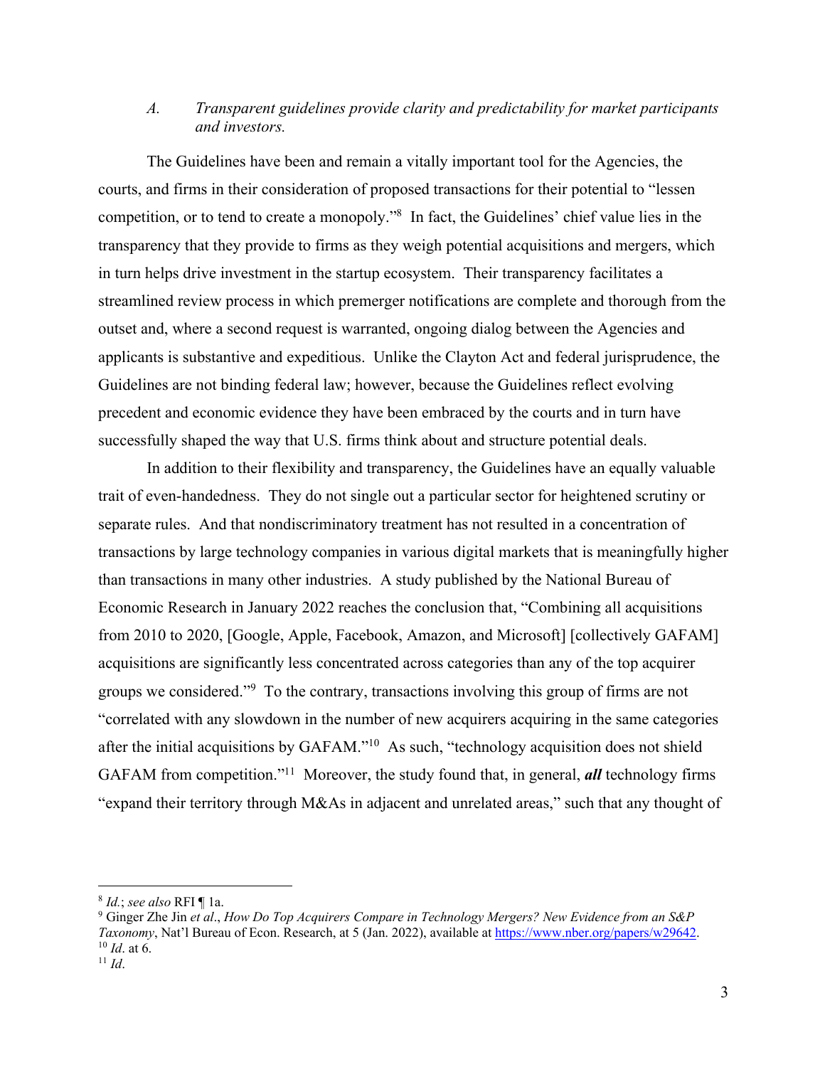### *A. Transparent guidelines provide clarity and predictability for market participants and investors.*

The Guidelines have been and remain a vitally important tool for the Agencies, the courts, and firms in their consideration of proposed transactions for their potential to "lessen competition, or to tend to create a monopoly."[8] In fact, the Guidelines' chief value lies in the transparency that they provide to firms as they weigh potential acquisitions and mergers, which in turn helps drive investment in the startup ecosystem. Their transparency facilitates a streamlined review process in which premerger notifications are complete and thorough from the outset and, where a second request is warranted, ongoing dialog between the Agencies and applicants is substantive and expeditious. Unlike the Clayton Act and federal jurisprudence, the Guidelines are not binding federal law; however, because the Guidelines reflect evolving precedent and economic evidence they have been embraced by the courts and in turn have successfully shaped the way that U.S. firms think about and structure potential deals.

In addition to their flexibility and transparency, the Guidelines have an equally valuable trait of even-handedness. They do not single out a particular sector for heightened scrutiny or separate rules. And that nondiscriminatory treatment has not resulted in a concentration of transactions by large technology companies in various digital markets that is meaningfully higher than transactions in many other industries. A study published by the National Bureau of Economic Research in January 2022 reaches the conclusion that, "Combining all acquisitions from 2010 to 2020, [Google, Apple, Facebook, Amazon, and Microsoft] [collectively GAFAM] acquisitions are significantly less concentrated across categories than any of the top acquirer groups we considered."[9] To the contrary, transactions involving this group of firms are not "correlated with any slowdown in the number of new acquirers acquiring in the same categories after the initial acquisitions by GAFAM."[10] As such, "technology acquisition does not shield GAFAM from competition."[11] Moreover, the study found that, in general, ***all*** technology firms "expand their territory through M&As in adjacent and unrelated areas," such that any thought of

---

[8] *Id.*; *see also* RFI ¶ 1a.

[9] Ginger Zhe Jin *et al*., *How Do Top Acquirers Compare in Technology Mergers? New Evidence from an S&P Taxonomy*, Nat'l Bureau of Econ. Research, at 5 (Jan. 2022), available at https://www.nber.org/papers/w29642.

[10] *Id*. at 6.

[11] *Id*.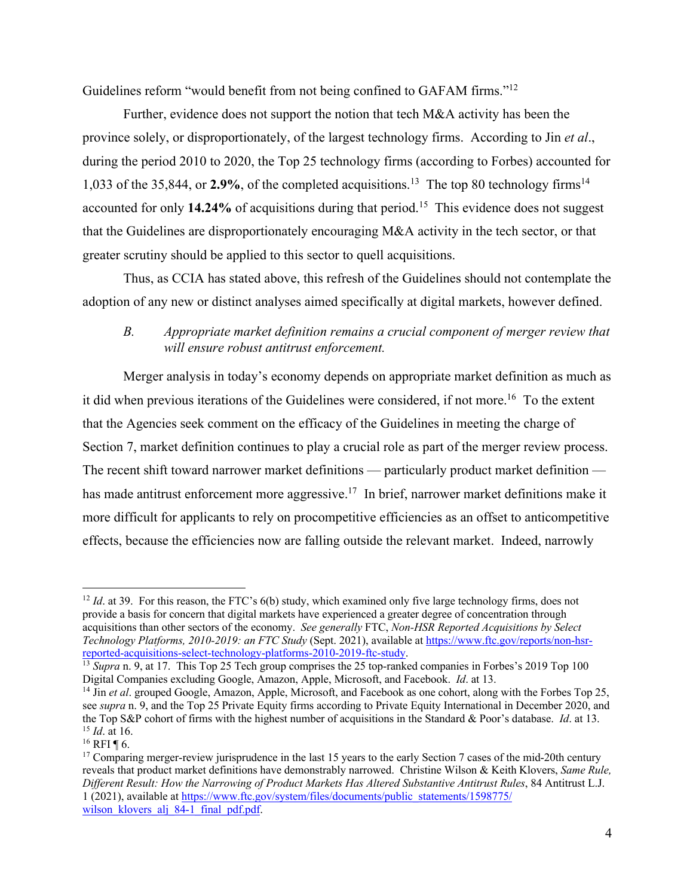Guidelines reform "would benefit from not being confined to GAFAM firms."[12]

Further, evidence does not support the notion that tech M&A activity has been the province solely, or disproportionately, of the largest technology firms. According to Jin *et al*., during the period 2010 to 2020, the Top 25 technology firms (according to Forbes) accounted for 1,033 of the 35,844, or **2.9%**, of the completed acquisitions.[13] The top 80 technology firms[14] accounted for only **14.24%** of acquisitions during that period.[15] This evidence does not suggest that the Guidelines are disproportionately encouraging M&A activity in the tech sector, or that greater scrutiny should be applied to this sector to quell acquisitions.

Thus, as CCIA has stated above, this refresh of the Guidelines should not contemplate the adoption of any new or distinct analyses aimed specifically at digital markets, however defined.

### *B. Appropriate market definition remains a crucial component of merger review that will ensure robust antitrust enforcement.*

Merger analysis in today's economy depends on appropriate market definition as much as it did when previous iterations of the Guidelines were considered, if not more.[16] To the extent that the Agencies seek comment on the efficacy of the Guidelines in meeting the charge of Section 7, market definition continues to play a crucial role as part of the merger review process. The recent shift toward narrower market definitions — particularly product market definition — has made antitrust enforcement more aggressive.[17] In brief, narrower market definitions make it more difficult for applicants to rely on procompetitive efficiencies as an offset to anticompetitive effects, because the efficiencies now are falling outside the relevant market. Indeed, narrowly

---

[12] *Id*. at 39. For this reason, the FTC's 6(b) study, which examined only five large technology firms, does not provide a basis for concern that digital markets have experienced a greater degree of concentration through acquisitions than other sectors of the economy. *See generally* FTC, *Non-HSR Reported Acquisitions by Select Technology Platforms, 2010-2019: an FTC Study* (Sept. 2021), available at https://www.ftc.gov/reports/non-hsr-reported-acquisitions-select-technology-platforms-2010-2019-ftc-study.

[13] *Supra* n. 9, at 17. This Top 25 Tech group comprises the 25 top-ranked companies in Forbes's 2019 Top 100 Digital Companies excluding Google, Amazon, Apple, Microsoft, and Facebook. *Id*. at 13.

[14] Jin *et al*. grouped Google, Amazon, Apple, Microsoft, and Facebook as one cohort, along with the Forbes Top 25, see *supra* n. 9, and the Top 25 Private Equity firms according to Private Equity International in December 2020, and the Top S&P cohort of firms with the highest number of acquisitions in the Standard & Poor's database. *Id*. at 13.

[15] *Id*. at 16.

[16] RFI ¶ 6.

[17] Comparing merger-review jurisprudence in the last 15 years to the early Section 7 cases of the mid-20th century reveals that product market definitions have demonstrably narrowed. Christine Wilson & Keith Klovers, *Same Rule, Different Result: How the Narrowing of Product Markets Has Altered Substantive Antitrust Rules*, 84 Antitrust L.J. 1 (2021), available at https://www.ftc.gov/system/files/documents/public_statements/1598775/wilson_klovers_alj_84-1_final_pdf.pdf.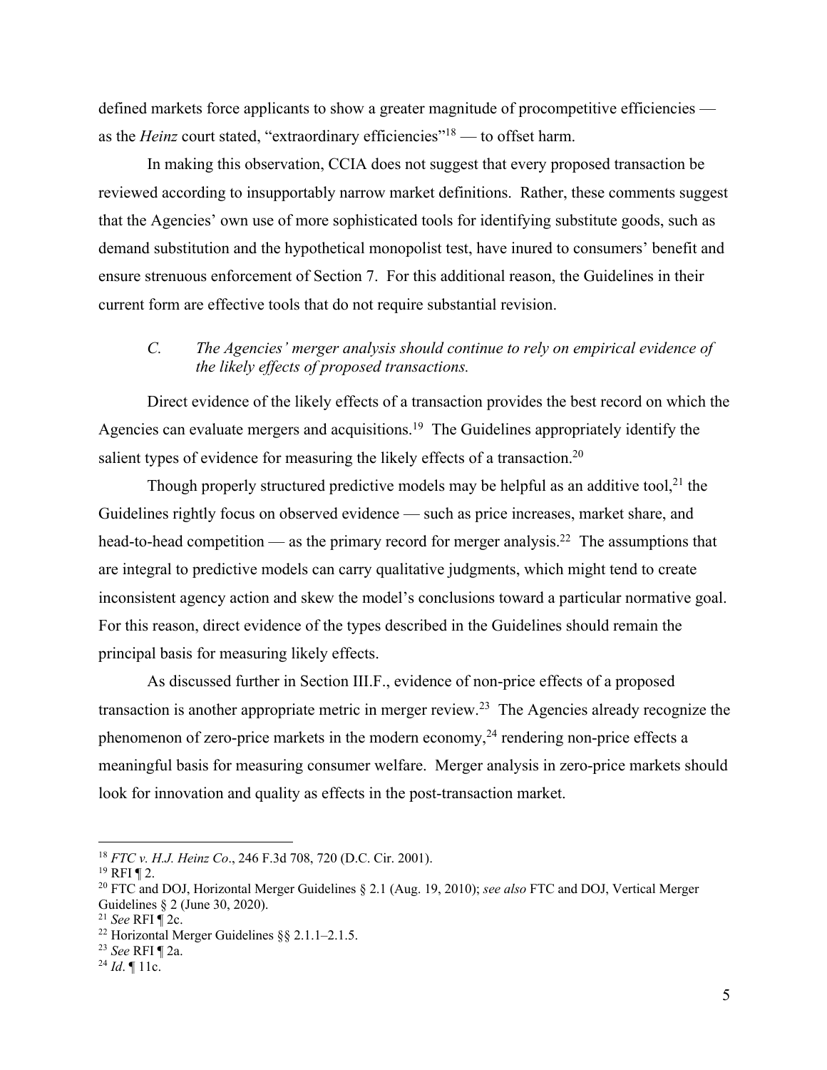defined markets force applicants to show a greater magnitude of procompetitive efficiencies — as the *Heinz* court stated, "extraordinary efficiencies"[18] — to offset harm.

In making this observation, CCIA does not suggest that every proposed transaction be reviewed according to insupportably narrow market definitions. Rather, these comments suggest that the Agencies' own use of more sophisticated tools for identifying substitute goods, such as demand substitution and the hypothetical monopolist test, have inured to consumers' benefit and ensure strenuous enforcement of Section 7. For this additional reason, the Guidelines in their current form are effective tools that do not require substantial revision.

### *C. The Agencies' merger analysis should continue to rely on empirical evidence of the likely effects of proposed transactions.*

Direct evidence of the likely effects of a transaction provides the best record on which the Agencies can evaluate mergers and acquisitions.[19] The Guidelines appropriately identify the salient types of evidence for measuring the likely effects of a transaction.[20]

Though properly structured predictive models may be helpful as an additive tool,[21] the Guidelines rightly focus on observed evidence — such as price increases, market share, and head-to-head competition — as the primary record for merger analysis.[22] The assumptions that are integral to predictive models can carry qualitative judgments, which might tend to create inconsistent agency action and skew the model's conclusions toward a particular normative goal. For this reason, direct evidence of the types described in the Guidelines should remain the principal basis for measuring likely effects.

As discussed further in Section III.F., evidence of non-price effects of a proposed transaction is another appropriate metric in merger review.[23] The Agencies already recognize the phenomenon of zero-price markets in the modern economy,[24] rendering non-price effects a meaningful basis for measuring consumer welfare. Merger analysis in zero-price markets should look for innovation and quality as effects in the post-transaction market.

---

[18] *FTC v. H.J. Heinz Co*., 246 F.3d 708, 720 (D.C. Cir. 2001).

[19] RFI ¶ 2.

[20] FTC and DOJ, Horizontal Merger Guidelines § 2.1 (Aug. 19, 2010); *see also* FTC and DOJ, Vertical Merger Guidelines § 2 (June 30, 2020).

[21] *See* RFI ¶ 2c.

[22] Horizontal Merger Guidelines §§ 2.1.1–2.1.5.

[23] *See* RFI ¶ 2a.

[24] *Id*. ¶ 11c.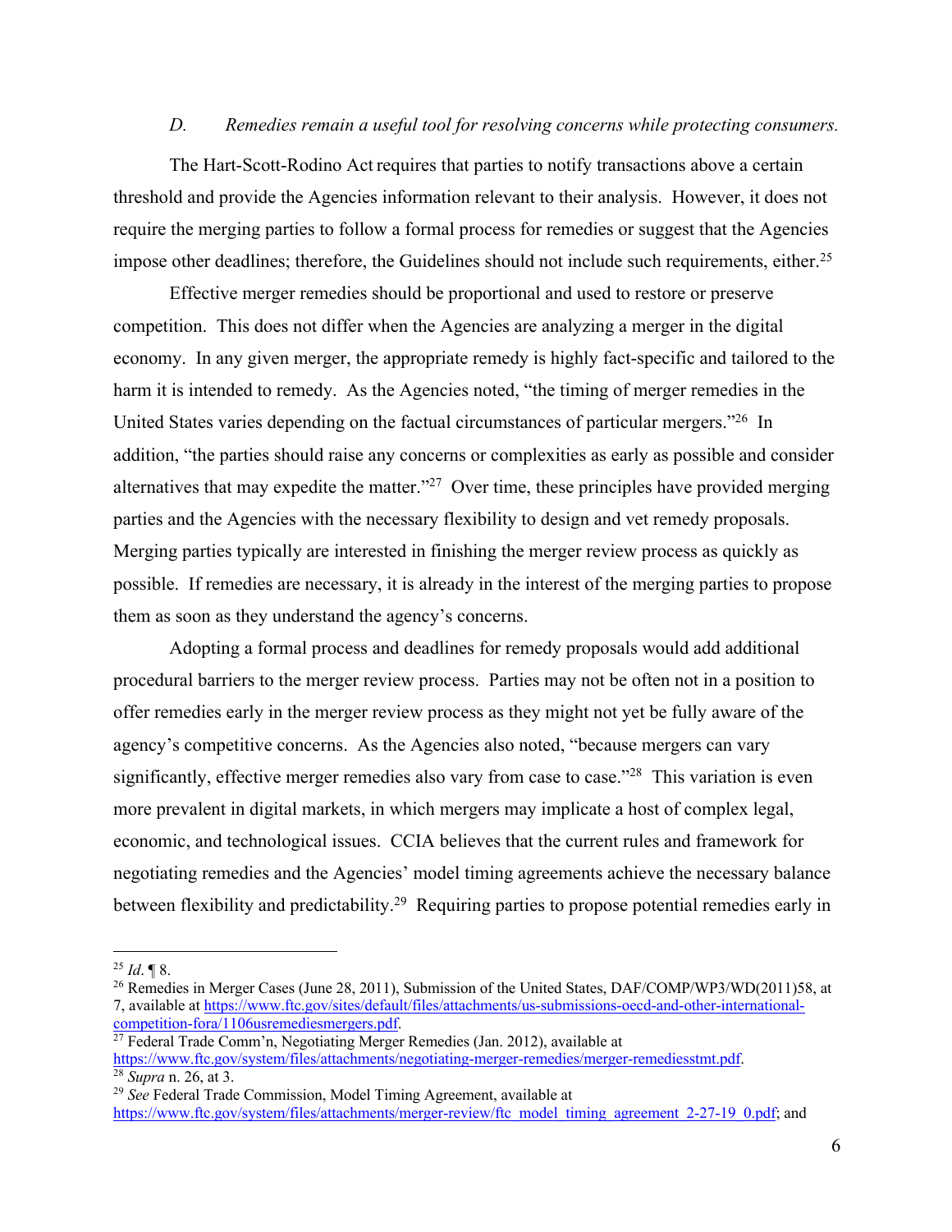### D. *Remedies remain a useful tool for resolving concerns while protecting consumers.*

The Hart-Scott-Rodino Act requires that parties to notify transactions above a certain threshold and provide the Agencies information relevant to their analysis. However, it does not require the merging parties to follow a formal process for remedies or suggest that the Agencies impose other deadlines; therefore, the Guidelines should not include such requirements, either.[25]

Effective merger remedies should be proportional and used to restore or preserve competition. This does not differ when the Agencies are analyzing a merger in the digital economy. In any given merger, the appropriate remedy is highly fact-specific and tailored to the harm it is intended to remedy. As the Agencies noted, "the timing of merger remedies in the United States varies depending on the factual circumstances of particular mergers."[26] In addition, "the parties should raise any concerns or complexities as early as possible and consider alternatives that may expedite the matter."[27] Over time, these principles have provided merging parties and the Agencies with the necessary flexibility to design and vet remedy proposals. Merging parties typically are interested in finishing the merger review process as quickly as possible. If remedies are necessary, it is already in the interest of the merging parties to propose them as soon as they understand the agency's concerns.

Adopting a formal process and deadlines for remedy proposals would add additional procedural barriers to the merger review process. Parties may not be often not in a position to offer remedies early in the merger review process as they might not yet be fully aware of the agency's competitive concerns. As the Agencies also noted, "because mergers can vary significantly, effective merger remedies also vary from case to case."[28] This variation is even more prevalent in digital markets, in which mergers may implicate a host of complex legal, economic, and technological issues. CCIA believes that the current rules and framework for negotiating remedies and the Agencies' model timing agreements achieve the necessary balance between flexibility and predictability.[29] Requiring parties to propose potential remedies early in

---

[25] *Id*. ¶ 8.

[26] Remedies in Merger Cases (June 28, 2011), Submission of the United States, DAF/COMP/WP3/WD(2011)58, at 7, available at https://www.ftc.gov/sites/default/files/attachments/us-submissions-oecd-and-other-international-competition-fora/1106usremediesmergers.pdf.

[27] Federal Trade Comm'n, Negotiating Merger Remedies (Jan. 2012), available at https://www.ftc.gov/system/files/attachments/negotiating-merger-remedies/merger-remediesstmt.pdf.

[28] *Supra* n. 26, at 3.

[29] *See* Federal Trade Commission, Model Timing Agreement, available at https://www.ftc.gov/system/files/attachments/merger-review/ftc_model_timing_agreement_2-27-19_0.pdf; and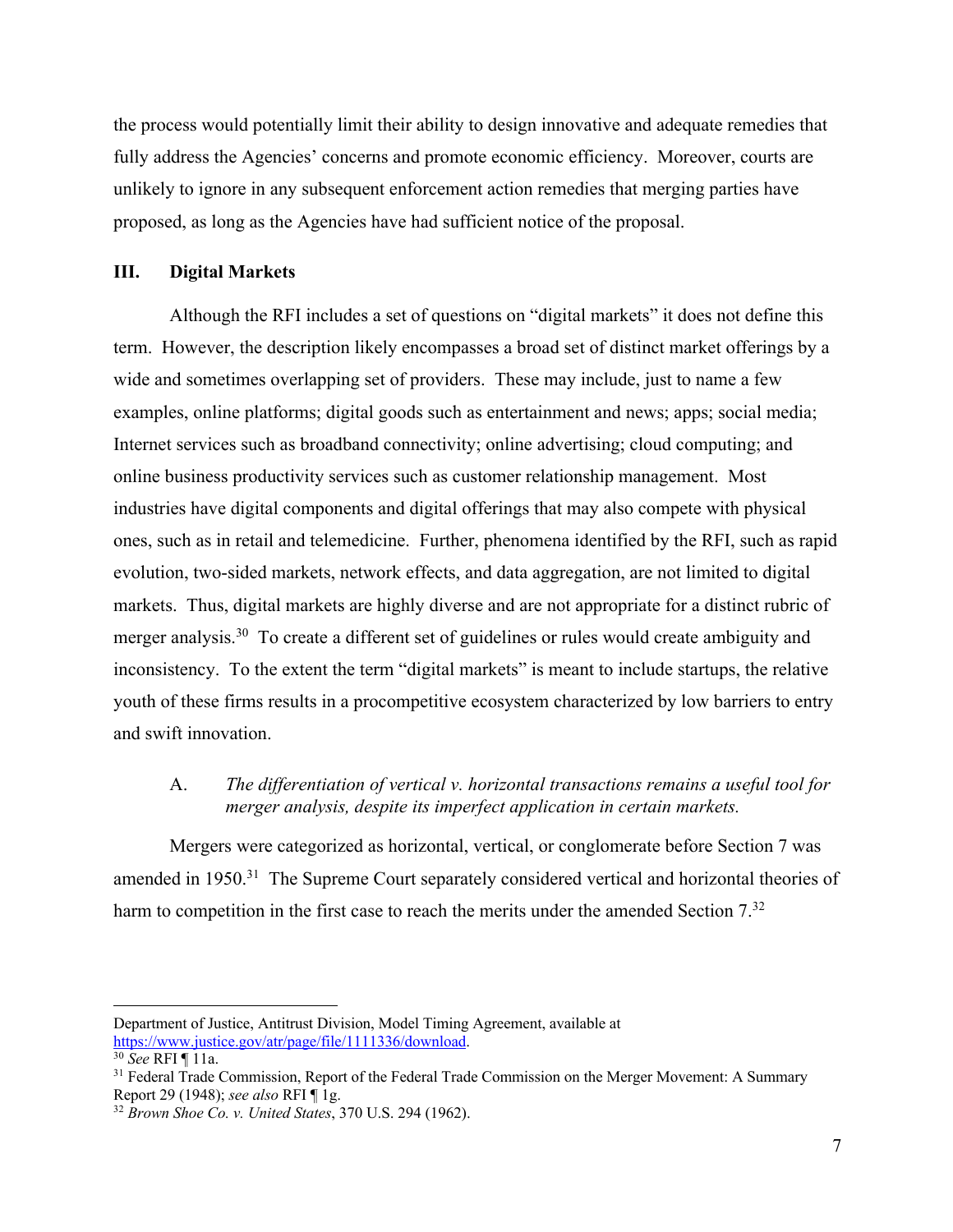the process would potentially limit their ability to design innovative and adequate remedies that fully address the Agencies' concerns and promote economic efficiency. Moreover, courts are unlikely to ignore in any subsequent enforcement action remedies that merging parties have proposed, as long as the Agencies have had sufficient notice of the proposal.

## III. Digital Markets

Although the RFI includes a set of questions on "digital markets" it does not define this term. However, the description likely encompasses a broad set of distinct market offerings by a wide and sometimes overlapping set of providers. These may include, just to name a few examples, online platforms; digital goods such as entertainment and news; apps; social media; Internet services such as broadband connectivity; online advertising; cloud computing; and online business productivity services such as customer relationship management. Most industries have digital components and digital offerings that may also compete with physical ones, such as in retail and telemedicine. Further, phenomena identified by the RFI, such as rapid evolution, two-sided markets, network effects, and data aggregation, are not limited to digital markets. Thus, digital markets are highly diverse and are not appropriate for a distinct rubric of merger analysis.[30] To create a different set of guidelines or rules would create ambiguity and inconsistency. To the extent the term "digital markets" is meant to include startups, the relative youth of these firms results in a procompetitive ecosystem characterized by low barriers to entry and swift innovation.

### A. *The differentiation of vertical v. horizontal transactions remains a useful tool for merger analysis, despite its imperfect application in certain markets.*

Mergers were categorized as horizontal, vertical, or conglomerate before Section 7 was amended in 1950.[31] The Supreme Court separately considered vertical and horizontal theories of harm to competition in the first case to reach the merits under the amended Section 7.[32]

---

Department of Justice, Antitrust Division, Model Timing Agreement, available at https://www.justice.gov/atr/page/file/1111336/download.

[30] *See* RFI ¶ 11a.

[31] Federal Trade Commission, Report of the Federal Trade Commission on the Merger Movement: A Summary Report 29 (1948); *see also* RFI ¶ 1g.

[32] *Brown Shoe Co. v. United States*, 370 U.S. 294 (1962).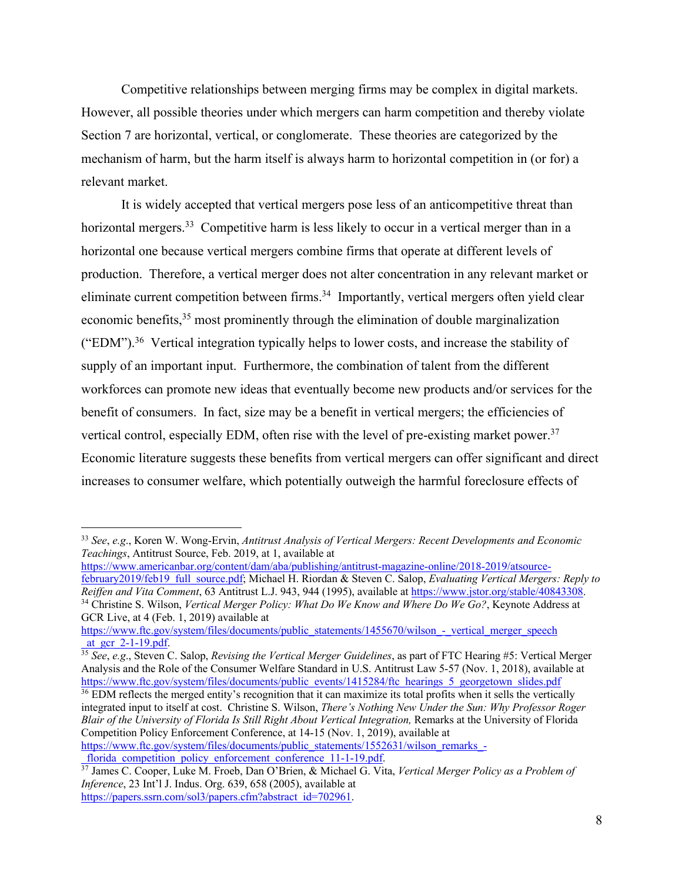Competitive relationships between merging firms may be complex in digital markets. However, all possible theories under which mergers can harm competition and thereby violate Section 7 are horizontal, vertical, or conglomerate. These theories are categorized by the mechanism of harm, but the harm itself is always harm to horizontal competition in (or for) a relevant market.

It is widely accepted that vertical mergers pose less of an anticompetitive threat than horizontal mergers.[33] Competitive harm is less likely to occur in a vertical merger than in a horizontal one because vertical mergers combine firms that operate at different levels of production. Therefore, a vertical merger does not alter concentration in any relevant market or eliminate current competition between firms.[34] Importantly, vertical mergers often yield clear economic benefits,[35] most prominently through the elimination of double marginalization ("EDM").[36] Vertical integration typically helps to lower costs, and increase the stability of supply of an important input. Furthermore, the combination of talent from the different workforces can promote new ideas that eventually become new products and/or services for the benefit of consumers. In fact, size may be a benefit in vertical mergers; the efficiencies of vertical control, especially EDM, often rise with the level of pre-existing market power.[37] Economic literature suggests these benefits from vertical mergers can offer significant and direct increases to consumer welfare, which potentially outweigh the harmful foreclosure effects of

---

[33] *See*, *e.g*., Koren W. Wong-Ervin, *Antitrust Analysis of Vertical Mergers: Recent Developments and Economic Teachings*, Antitrust Source, Feb. 2019, at 1, available at https://www.americanbar.org/content/dam/aba/publishing/antitrust-magazine-online/2018-2019/atsource-february2019/feb19_full_source.pdf; Michael H. Riordan & Steven C. Salop, *Evaluating Vertical Mergers: Reply to Reiffen and Vita Comment*, 63 Antitrust L.J. 943, 944 (1995), available at https://www.jstor.org/stable/40843308.

[34] Christine S. Wilson, *Vertical Merger Policy: What Do We Know and Where Do We Go?*, Keynote Address at GCR Live, at 4 (Feb. 1, 2019) available at https://www.ftc.gov/system/files/documents/public_statements/1455670/wilson_-_vertical_merger_speech_at_gcr_2-1-19.pdf.

[35] *See*, *e.g*., Steven C. Salop, *Revising the Vertical Merger Guidelines*, as part of FTC Hearing #5: Vertical Merger Analysis and the Role of the Consumer Welfare Standard in U.S. Antitrust Law 5-57 (Nov. 1, 2018), available at https://www.ftc.gov/system/files/documents/public_events/1415284/ftc_hearings_5_georgetown_slides.pdf

[36] EDM reflects the merged entity's recognition that it can maximize its total profits when it sells the vertically integrated input to itself at cost. Christine S. Wilson, *There's Nothing New Under the Sun: Why Professor Roger Blair of the University of Florida Is Still Right About Vertical Integration,* Remarks at the University of Florida Competition Policy Enforcement Conference, at 14-15 (Nov. 1, 2019), available at https://www.ftc.gov/system/files/documents/public_statements/1552631/wilson_remarks_-_florida_competition_policy_enforcement_conference_11-1-19.pdf.

[37] James C. Cooper, Luke M. Froeb, Dan O'Brien, & Michael G. Vita, *Vertical Merger Policy as a Problem of Inference*, 23 Int'l J. Indus. Org. 639, 658 (2005), available at https://papers.ssrn.com/sol3/papers.cfm?abstract_id=702961.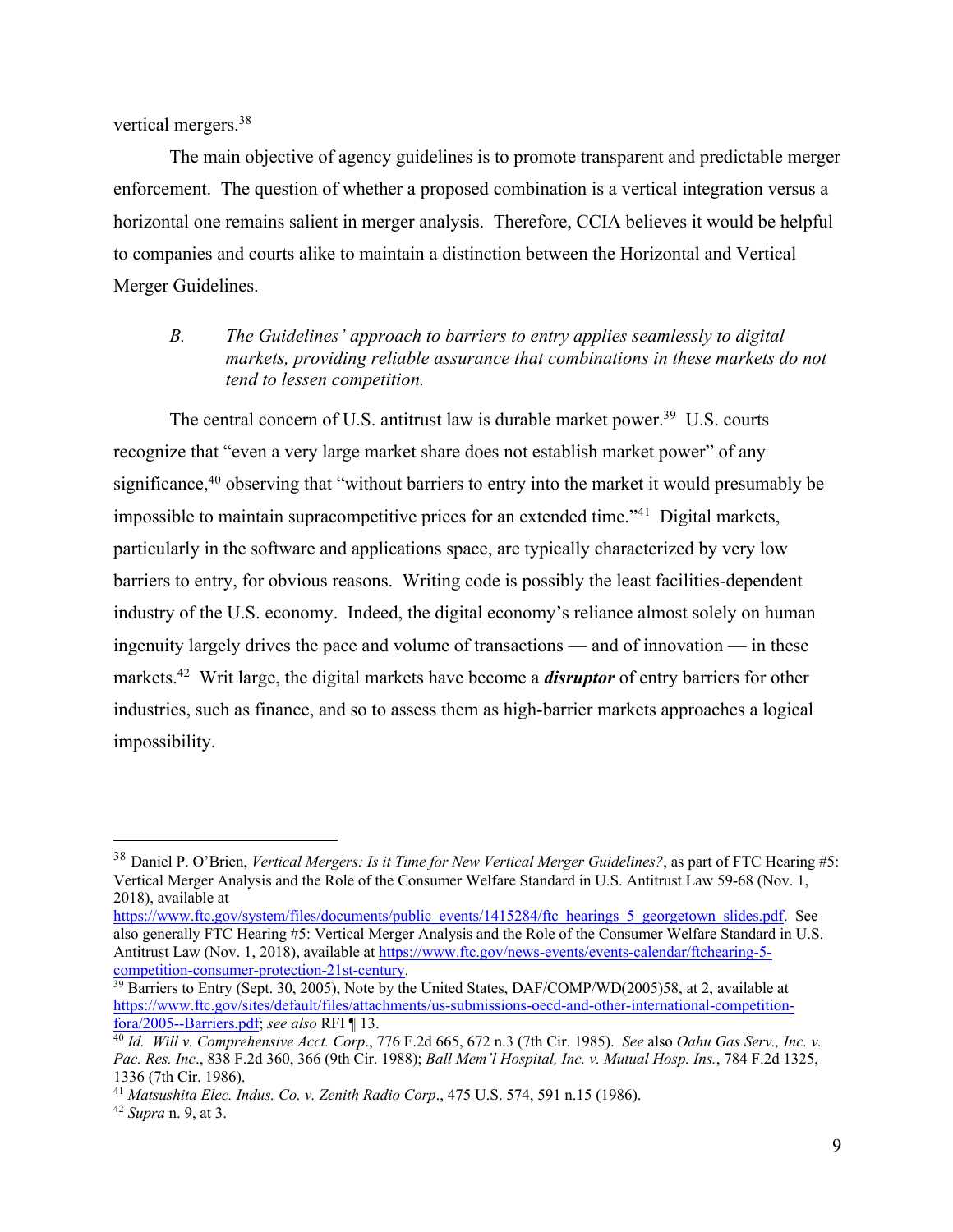vertical mergers.[38]

The main objective of agency guidelines is to promote transparent and predictable merger enforcement. The question of whether a proposed combination is a vertical integration versus a horizontal one remains salient in merger analysis. Therefore, CCIA believes it would be helpful to companies and courts alike to maintain a distinction between the Horizontal and Vertical Merger Guidelines.

### *B. The Guidelines' approach to barriers to entry applies seamlessly to digital markets, providing reliable assurance that combinations in these markets do not tend to lessen competition.*

The central concern of U.S. antitrust law is durable market power.[39] U.S. courts recognize that "even a very large market share does not establish market power" of any significance,[40] observing that "without barriers to entry into the market it would presumably be impossible to maintain supracompetitive prices for an extended time."[41] Digital markets, particularly in the software and applications space, are typically characterized by very low barriers to entry, for obvious reasons. Writing code is possibly the least facilities-dependent industry of the U.S. economy. Indeed, the digital economy's reliance almost solely on human ingenuity largely drives the pace and volume of transactions — and of innovation — in these markets.[42] Writ large, the digital markets have become a ***disruptor*** of entry barriers for other industries, such as finance, and so to assess them as high-barrier markets approaches a logical impossibility.

---

[38] Daniel P. O'Brien, *Vertical Mergers: Is it Time for New Vertical Merger Guidelines?*, as part of FTC Hearing #5: Vertical Merger Analysis and the Role of the Consumer Welfare Standard in U.S. Antitrust Law 59-68 (Nov. 1, 2018), available at https://www.ftc.gov/system/files/documents/public_events/1415284/ftc_hearings_5_georgetown_slides.pdf. See also generally FTC Hearing #5: Vertical Merger Analysis and the Role of the Consumer Welfare Standard in U.S. Antitrust Law (Nov. 1, 2018), available at https://www.ftc.gov/news-events/events-calendar/ftchearing-5-competition-consumer-protection-21st-century.

[39] Barriers to Entry (Sept. 30, 2005), Note by the United States, DAF/COMP/WD(2005)58, at 2, available at https://www.ftc.gov/sites/default/files/attachments/us-submissions-oecd-and-other-international-competition-fora/2005--Barriers.pdf; *see also* RFI ¶ 13.

[40] *Id. Will v. Comprehensive Acct. Corp*., 776 F.2d 665, 672 n.3 (7th Cir. 1985). *See* also *Oahu Gas Serv., Inc. v. Pac. Res. Inc*., 838 F.2d 360, 366 (9th Cir. 1988); *Ball Mem'l Hospital, Inc. v. Mutual Hosp. Ins.*, 784 F.2d 1325, 1336 (7th Cir. 1986).

[41] *Matsushita Elec. Indus. Co. v. Zenith Radio Corp*., 475 U.S. 574, 591 n.15 (1986).

[42] *Supra* n. 9, at 3.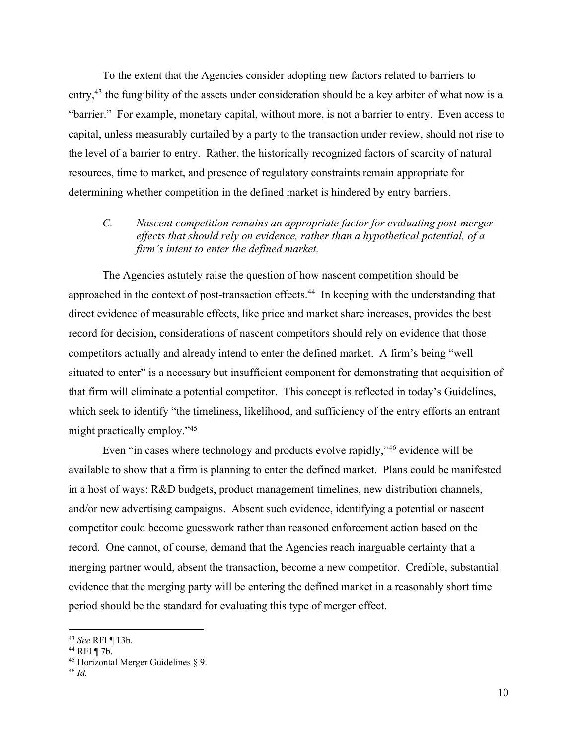To the extent that the Agencies consider adopting new factors related to barriers to entry,[43] the fungibility of the assets under consideration should be a key arbiter of what now is a "barrier." For example, monetary capital, without more, is not a barrier to entry. Even access to capital, unless measurably curtailed by a party to the transaction under review, should not rise to the level of a barrier to entry. Rather, the historically recognized factors of scarcity of natural resources, time to market, and presence of regulatory constraints remain appropriate for determining whether competition in the defined market is hindered by entry barriers.

### *C. Nascent competition remains an appropriate factor for evaluating post-merger effects that should rely on evidence, rather than a hypothetical potential, of a firm's intent to enter the defined market.*

The Agencies astutely raise the question of how nascent competition should be approached in the context of post-transaction effects.[44] In keeping with the understanding that direct evidence of measurable effects, like price and market share increases, provides the best record for decision, considerations of nascent competitors should rely on evidence that those competitors actually and already intend to enter the defined market. A firm's being "well situated to enter" is a necessary but insufficient component for demonstrating that acquisition of that firm will eliminate a potential competitor. This concept is reflected in today's Guidelines, which seek to identify "the timeliness, likelihood, and sufficiency of the entry efforts an entrant might practically employ."[45]

Even "in cases where technology and products evolve rapidly,"[46] evidence will be available to show that a firm is planning to enter the defined market. Plans could be manifested in a host of ways: R&D budgets, product management timelines, new distribution channels, and/or new advertising campaigns. Absent such evidence, identifying a potential or nascent competitor could become guesswork rather than reasoned enforcement action based on the record. One cannot, of course, demand that the Agencies reach inarguable certainty that a merging partner would, absent the transaction, become a new competitor. Credible, substantial evidence that the merging party will be entering the defined market in a reasonably short time period should be the standard for evaluating this type of merger effect.

---

[43] *See* RFI ¶ 13b.

[44] RFI ¶ 7b.

[45] Horizontal Merger Guidelines § 9.

[46] *Id.*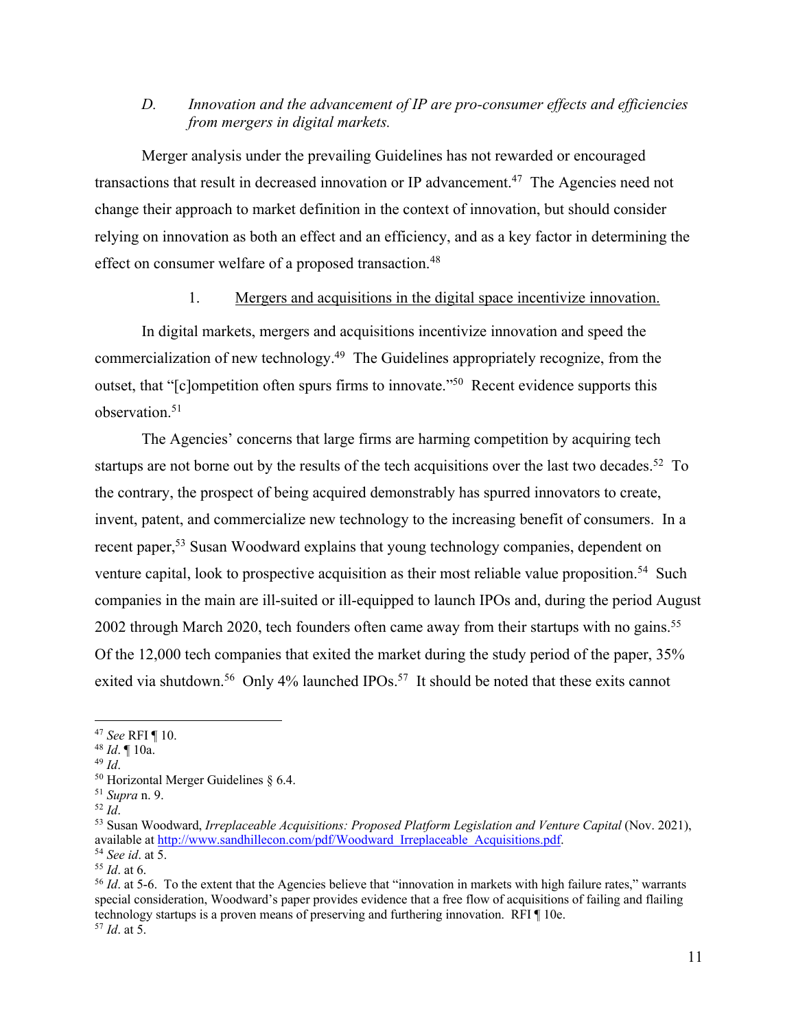### *D. Innovation and the advancement of IP are pro-consumer effects and efficiencies from mergers in digital markets.*

Merger analysis under the prevailing Guidelines has not rewarded or encouraged transactions that result in decreased innovation or IP advancement.[47] The Agencies need not change their approach to market definition in the context of innovation, but should consider relying on innovation as both an effect and an efficiency, and as a key factor in determining the effect on consumer welfare of a proposed transaction.[48]

#### 1. Mergers and acquisitions in the digital space incentivize innovation.

In digital markets, mergers and acquisitions incentivize innovation and speed the commercialization of new technology.[49] The Guidelines appropriately recognize, from the outset, that "[c]ompetition often spurs firms to innovate."[50] Recent evidence supports this observation.[51]

The Agencies' concerns that large firms are harming competition by acquiring tech startups are not borne out by the results of the tech acquisitions over the last two decades.[52] To the contrary, the prospect of being acquired demonstrably has spurred innovators to create, invent, patent, and commercialize new technology to the increasing benefit of consumers. In a recent paper,[53] Susan Woodward explains that young technology companies, dependent on venture capital, look to prospective acquisition as their most reliable value proposition.[54] Such companies in the main are ill-suited or ill-equipped to launch IPOs and, during the period August 2002 through March 2020, tech founders often came away from their startups with no gains.[55] Of the 12,000 tech companies that exited the market during the study period of the paper, 35% exited via shutdown.[56] Only 4% launched IPOs.[57] It should be noted that these exits cannot

---

[47] *See* RFI ¶ 10.

[48] *Id*. ¶ 10a.

[49] *Id*.

[50] Horizontal Merger Guidelines § 6.4.

[51] *Supra* n. 9.

[52] *Id*.

[53] Susan Woodward, *Irreplaceable Acquisitions: Proposed Platform Legislation and Venture Capital* (Nov. 2021), available at http://www.sandhillecon.com/pdf/Woodward_Irreplaceable_Acquisitions.pdf.

[54] *See id*. at 5.

[55] *Id*. at 6.

[56] *Id*. at 5-6. To the extent that the Agencies believe that "innovation in markets with high failure rates," warrants special consideration, Woodward's paper provides evidence that a free flow of acquisitions of failing and flailing technology startups is a proven means of preserving and furthering innovation. RFI ¶ 10e.

[57] *Id*. at 5.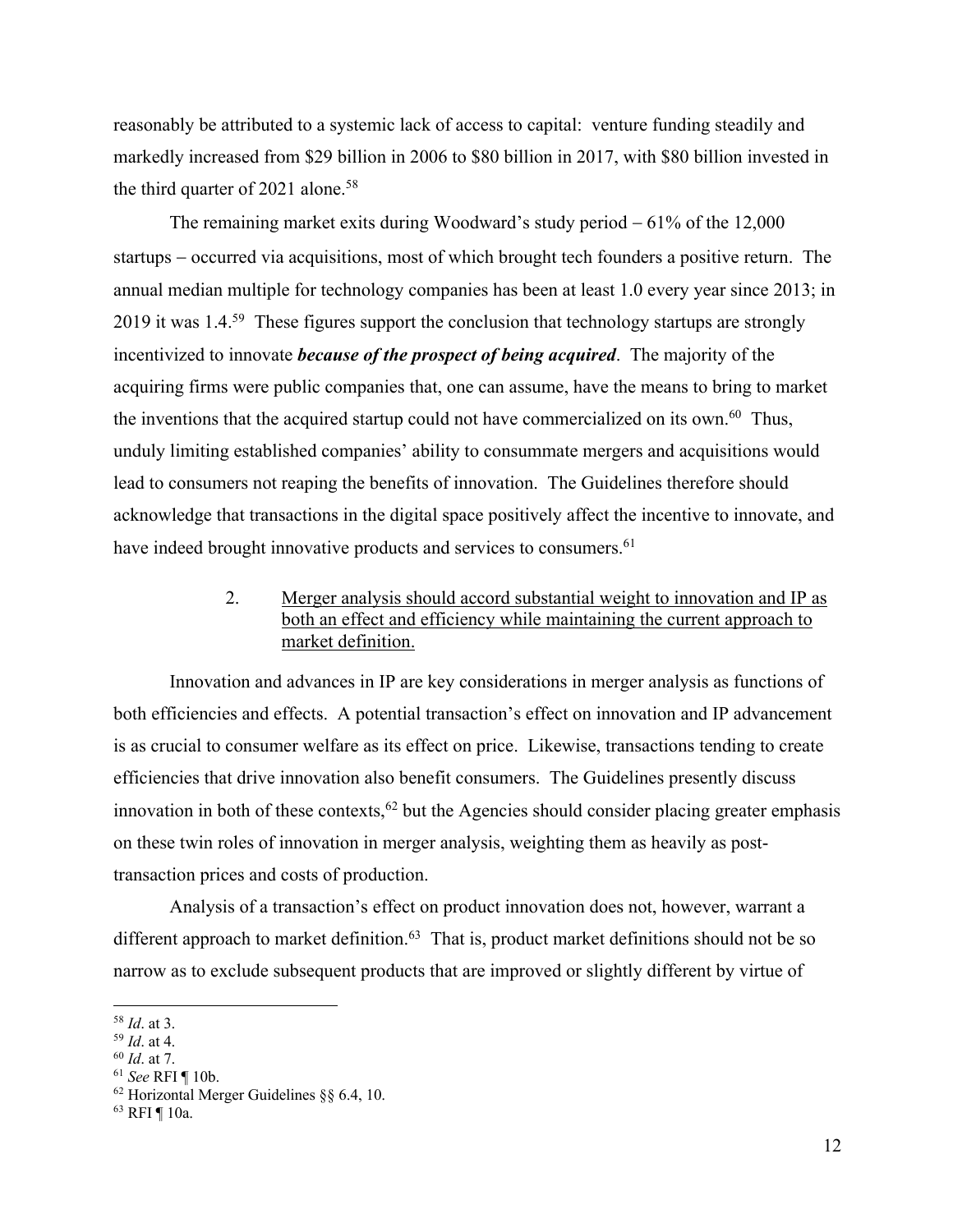reasonably be attributed to a systemic lack of access to capital: venture funding steadily and markedly increased from \$29 billion in 2006 to \$80 billion in 2017, with \$80 billion invested in the third quarter of 2021 alone.[58]

The remaining market exits during Woodward's study period – 61% of the 12,000 startups – occurred via acquisitions, most of which brought tech founders a positive return. The annual median multiple for technology companies has been at least 1.0 every year since 2013; in 2019 it was 1.4.[59] These figures support the conclusion that technology startups are strongly incentivized to innovate ***because of the prospect of being acquired***. The majority of the acquiring firms were public companies that, one can assume, have the means to bring to market the inventions that the acquired startup could not have commercialized on its own.[60] Thus, unduly limiting established companies' ability to consummate mergers and acquisitions would lead to consumers not reaping the benefits of innovation. The Guidelines therefore should acknowledge that transactions in the digital space positively affect the incentive to innovate, and have indeed brought innovative products and services to consumers.[61]

2. <u>Merger analysis should accord substantial weight to innovation and IP as both an effect and efficiency while maintaining the current approach to market definition.</u>

Innovation and advances in IP are key considerations in merger analysis as functions of both efficiencies and effects. A potential transaction's effect on innovation and IP advancement is as crucial to consumer welfare as its effect on price. Likewise, transactions tending to create efficiencies that drive innovation also benefit consumers. The Guidelines presently discuss innovation in both of these contexts,[62] but the Agencies should consider placing greater emphasis on these twin roles of innovation in merger analysis, weighting them as heavily as post-transaction prices and costs of production.

Analysis of a transaction's effect on product innovation does not, however, warrant a different approach to market definition.[63] That is, product market definitions should not be so narrow as to exclude subsequent products that are improved or slightly different by virtue of

---

[58] *Id*. at 3.

[59] *Id*. at 4.

[60] *Id*. at 7.

[61] *See* RFI ¶ 10b.

[62] Horizontal Merger Guidelines §§ 6.4, 10.

[63] RFI ¶ 10a.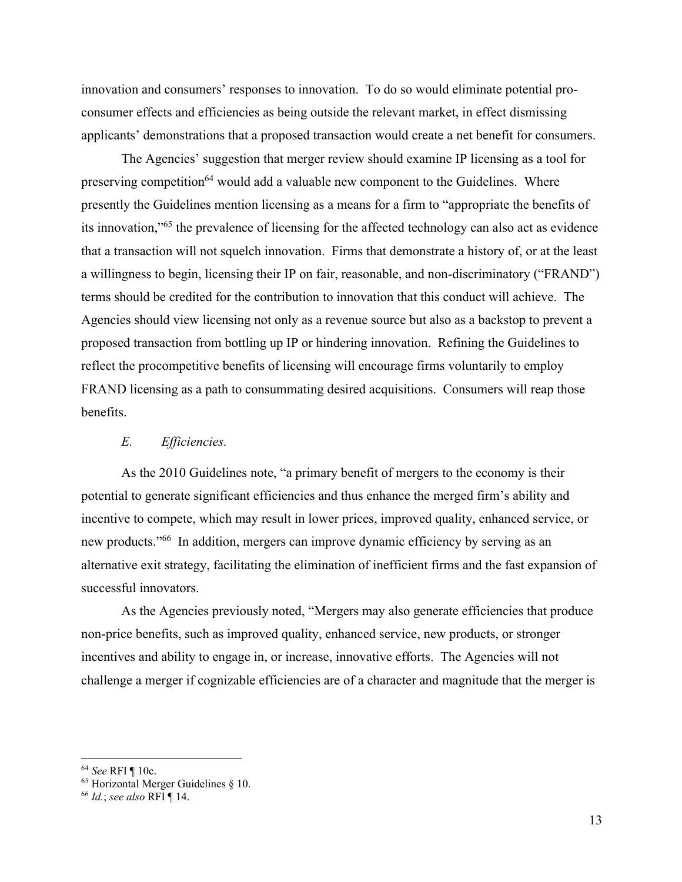innovation and consumers' responses to innovation. To do so would eliminate potential pro-consumer effects and efficiencies as being outside the relevant market, in effect dismissing applicants' demonstrations that a proposed transaction would create a net benefit for consumers.

The Agencies' suggestion that merger review should examine IP licensing as a tool for preserving competition[64] would add a valuable new component to the Guidelines. Where presently the Guidelines mention licensing as a means for a firm to "appropriate the benefits of its innovation,"[65] the prevalence of licensing for the affected technology can also act as evidence that a transaction will not squelch innovation. Firms that demonstrate a history of, or at the least a willingness to begin, licensing their IP on fair, reasonable, and non-discriminatory ("FRAND") terms should be credited for the contribution to innovation that this conduct will achieve. The Agencies should view licensing not only as a revenue source but also as a backstop to prevent a proposed transaction from bottling up IP or hindering innovation. Refining the Guidelines to reflect the procompetitive benefits of licensing will encourage firms voluntarily to employ FRAND licensing as a path to consummating desired acquisitions. Consumers will reap those benefits.

### *E. Efficiencies.*

As the 2010 Guidelines note, "a primary benefit of mergers to the economy is their potential to generate significant efficiencies and thus enhance the merged firm's ability and incentive to compete, which may result in lower prices, improved quality, enhanced service, or new products."[66] In addition, mergers can improve dynamic efficiency by serving as an alternative exit strategy, facilitating the elimination of inefficient firms and the fast expansion of successful innovators.

As the Agencies previously noted, "Mergers may also generate efficiencies that produce non-price benefits, such as improved quality, enhanced service, new products, or stronger incentives and ability to engage in, or increase, innovative efforts. The Agencies will not challenge a merger if cognizable efficiencies are of a character and magnitude that the merger is

---

[64] *See* RFI ¶ 10c.

[65] Horizontal Merger Guidelines § 10.

[66] *Id.*; *see also* RFI ¶ 14.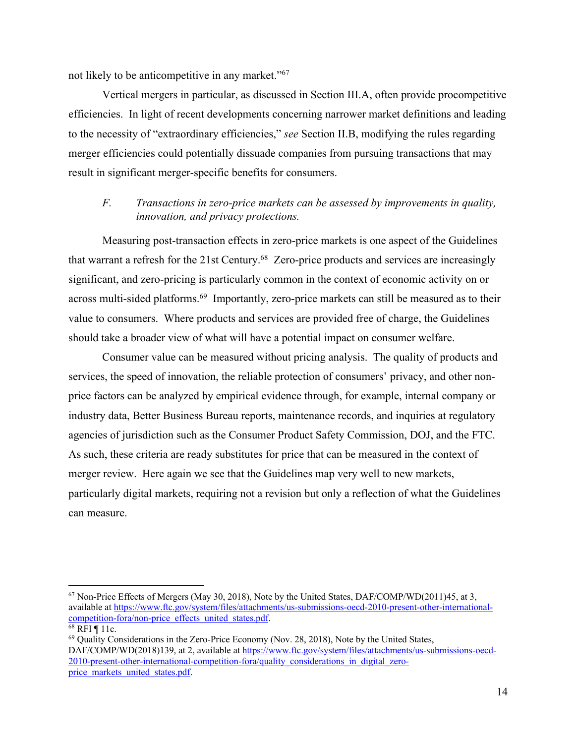not likely to be anticompetitive in any market."[67]

Vertical mergers in particular, as discussed in Section III.A, often provide procompetitive efficiencies. In light of recent developments concerning narrower market definitions and leading to the necessity of "extraordinary efficiencies," *see* Section II.B, modifying the rules regarding merger efficiencies could potentially dissuade companies from pursuing transactions that may result in significant merger-specific benefits for consumers.

### *F. Transactions in zero-price markets can be assessed by improvements in quality, innovation, and privacy protections.*

Measuring post-transaction effects in zero-price markets is one aspect of the Guidelines that warrant a refresh for the 21st Century.[68] Zero-price products and services are increasingly significant, and zero-pricing is particularly common in the context of economic activity on or across multi-sided platforms.[69] Importantly, zero-price markets can still be measured as to their value to consumers. Where products and services are provided free of charge, the Guidelines should take a broader view of what will have a potential impact on consumer welfare.

Consumer value can be measured without pricing analysis. The quality of products and services, the speed of innovation, the reliable protection of consumers' privacy, and other non-price factors can be analyzed by empirical evidence through, for example, internal company or industry data, Better Business Bureau reports, maintenance records, and inquiries at regulatory agencies of jurisdiction such as the Consumer Product Safety Commission, DOJ, and the FTC. As such, these criteria are ready substitutes for price that can be measured in the context of merger review. Here again we see that the Guidelines map very well to new markets, particularly digital markets, requiring not a revision but only a reflection of what the Guidelines can measure.

---

[67] Non-Price Effects of Mergers (May 30, 2018), Note by the United States, DAF/COMP/WD(2011)45, at 3, available at https://www.ftc.gov/system/files/attachments/us-submissions-oecd-2010-present-other-international-competition-fora/non-price_effects_united_states.pdf.

[68] RFI ¶ 11c.

[69] Quality Considerations in the Zero-Price Economy (Nov. 28, 2018), Note by the United States, DAF/COMP/WD(2018)139, at 2, available at https://www.ftc.gov/system/files/attachments/us-submissions-oecd-2010-present-other-international-competition-fora/quality_considerations_in_digital_zero-price_markets_united_states.pdf.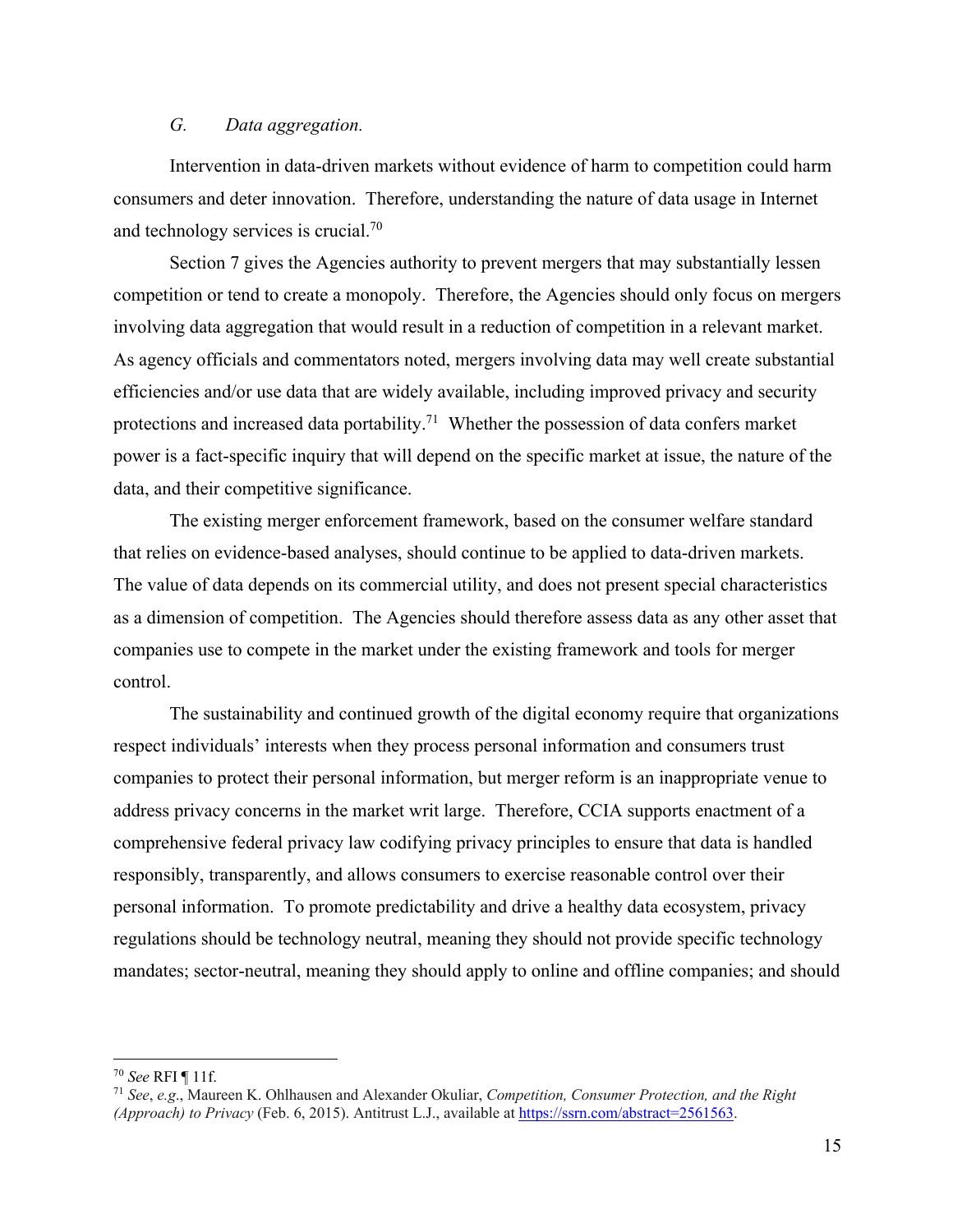### *G. Data aggregation.*

Intervention in data-driven markets without evidence of harm to competition could harm consumers and deter innovation. Therefore, understanding the nature of data usage in Internet and technology services is crucial.[70]

Section 7 gives the Agencies authority to prevent mergers that may substantially lessen competition or tend to create a monopoly. Therefore, the Agencies should only focus on mergers involving data aggregation that would result in a reduction of competition in a relevant market. As agency officials and commentators noted, mergers involving data may well create substantial efficiencies and/or use data that are widely available, including improved privacy and security protections and increased data portability.[71] Whether the possession of data confers market power is a fact-specific inquiry that will depend on the specific market at issue, the nature of the data, and their competitive significance.

The existing merger enforcement framework, based on the consumer welfare standard that relies on evidence-based analyses, should continue to be applied to data-driven markets. The value of data depends on its commercial utility, and does not present special characteristics as a dimension of competition. The Agencies should therefore assess data as any other asset that companies use to compete in the market under the existing framework and tools for merger control.

The sustainability and continued growth of the digital economy require that organizations respect individuals' interests when they process personal information and consumers trust companies to protect their personal information, but merger reform is an inappropriate venue to address privacy concerns in the market writ large. Therefore, CCIA supports enactment of a comprehensive federal privacy law codifying privacy principles to ensure that data is handled responsibly, transparently, and allows consumers to exercise reasonable control over their personal information. To promote predictability and drive a healthy data ecosystem, privacy regulations should be technology neutral, meaning they should not provide specific technology mandates; sector-neutral, meaning they should apply to online and offline companies; and should

---

[70] *See* RFI ¶ 11f.

[71] *See*, *e.g.*, Maureen K. Ohlhausen and Alexander Okuliar, *Competition, Consumer Protection, and the Right (Approach) to Privacy* (Feb. 6, 2015). Antitrust L.J., available at https://ssrn.com/abstract=2561563.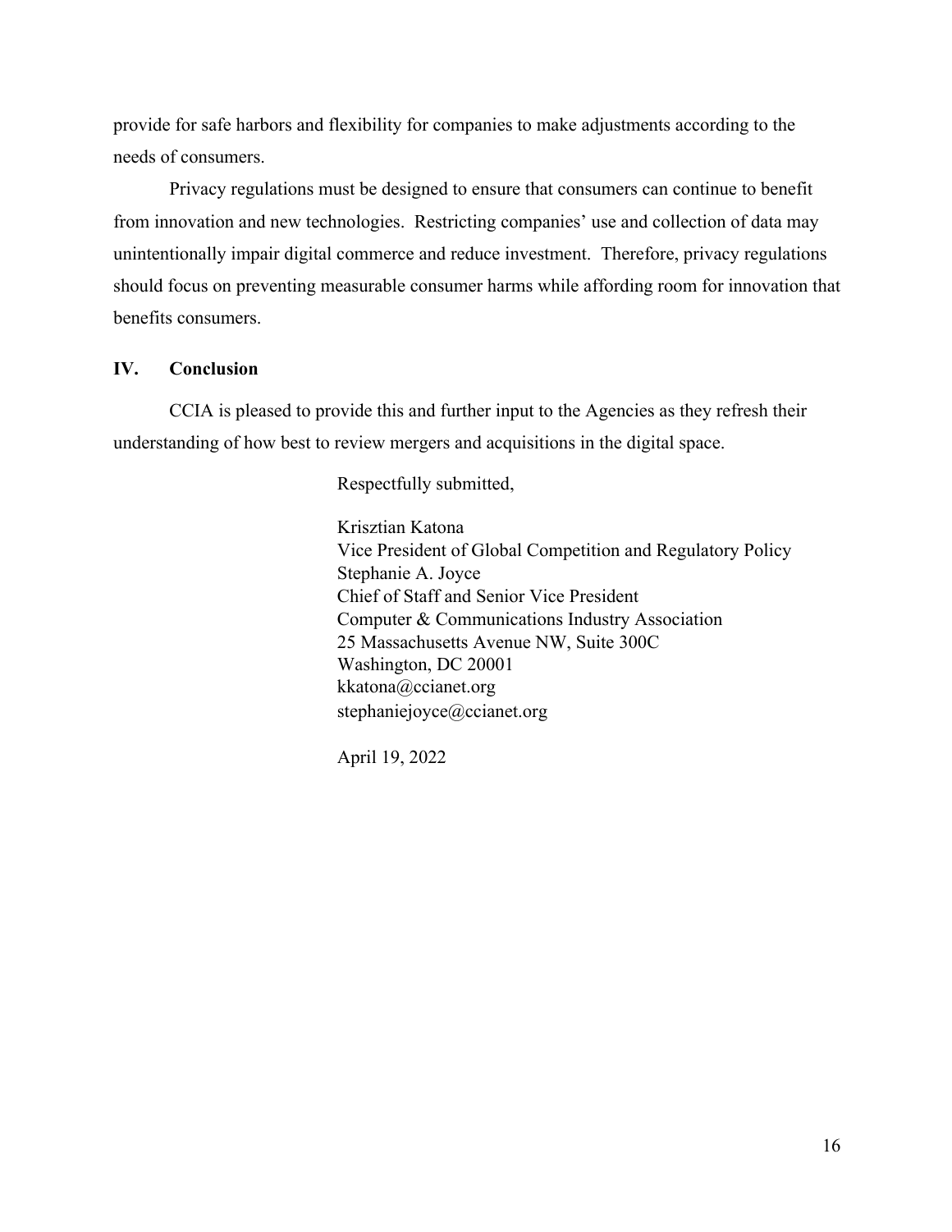provide for safe harbors and flexibility for companies to make adjustments according to the needs of consumers.

Privacy regulations must be designed to ensure that consumers can continue to benefit from innovation and new technologies. Restricting companies' use and collection of data may unintentionally impair digital commerce and reduce investment. Therefore, privacy regulations should focus on preventing measurable consumer harms while affording room for innovation that benefits consumers.

## IV. Conclusion

CCIA is pleased to provide this and further input to the Agencies as they refresh their understanding of how best to review mergers and acquisitions in the digital space.

Respectfully submitted,

Krisztian Katona
Vice President of Global Competition and Regulatory Policy
Stephanie A. Joyce
Chief of Staff and Senior Vice President
Computer & Communications Industry Association
25 Massachusetts Avenue NW, Suite 300C
Washington, DC 20001
kkatona@ccianet.org
stephaniejoyce@ccianet.org

April 19, 2022